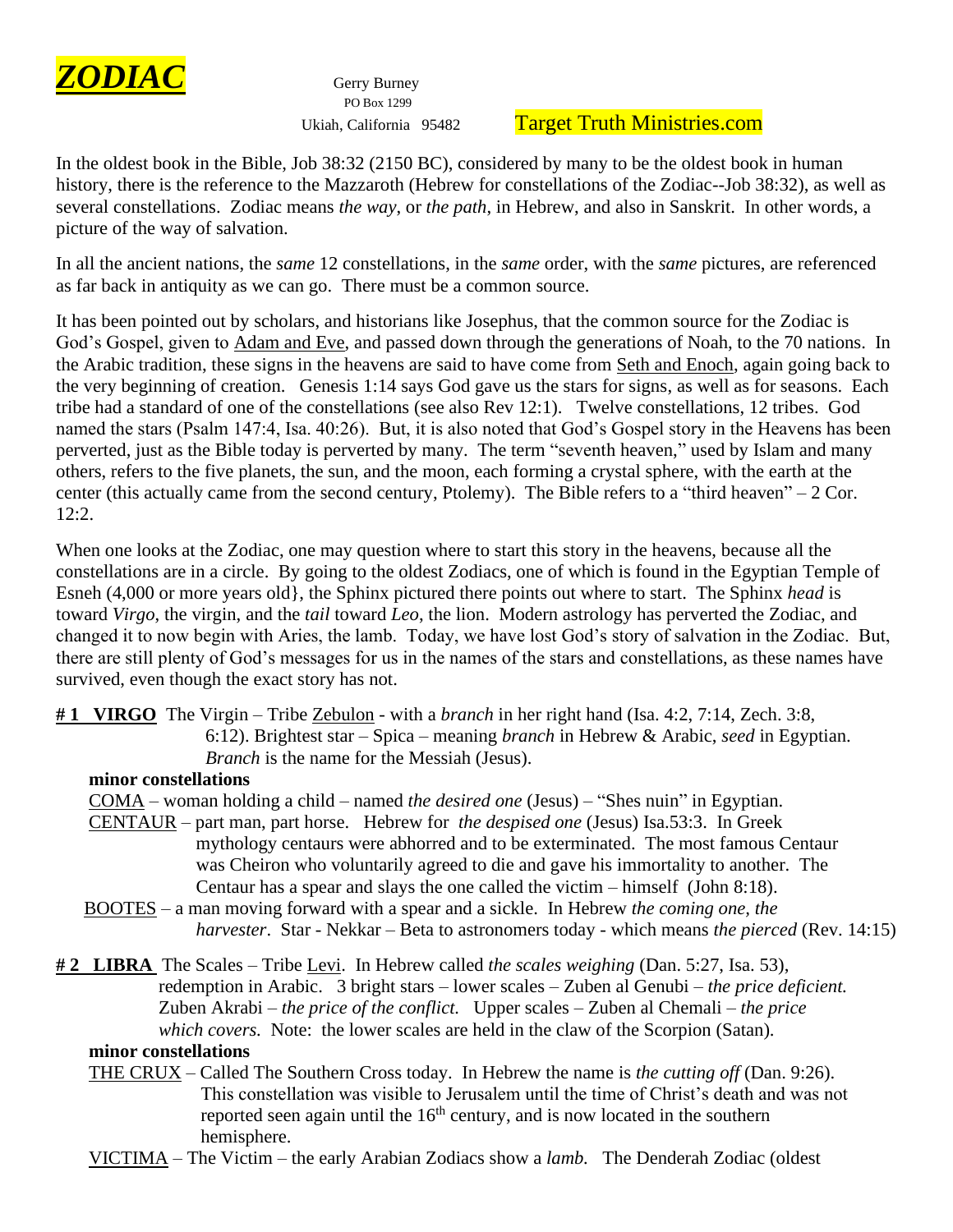# ***ZODIAC***

Gerry Burney
PO Box 1299
Ukiah, California 95482

Target Truth Ministries.com

In the oldest book in the Bible, Job 38:32 (2150 BC), considered by many to be the oldest book in human history, there is the reference to the Mazzaroth (Hebrew for constellations of the Zodiac--Job 38:32), as well as several constellations. Zodiac means *the way*, or *the path*, in Hebrew, and also in Sanskrit. In other words, a picture of the way of salvation.

In all the ancient nations, the *same* 12 constellations, in the *same* order, with the *same* pictures, are referenced as far back in antiquity as we can go. There must be a common source.

It has been pointed out by scholars, and historians like Josephus, that the common source for the Zodiac is God's Gospel, given to Adam and Eve, and passed down through the generations of Noah, to the 70 nations. In the Arabic tradition, these signs in the heavens are said to have come from Seth and Enoch, again going back to the very beginning of creation. Genesis 1:14 says God gave us the stars for signs, as well as for seasons. Each tribe had a standard of one of the constellations (see also Rev 12:1). Twelve constellations, 12 tribes. God named the stars (Psalm 147:4, Isa. 40:26). But, it is also noted that God's Gospel story in the Heavens has been perverted, just as the Bible today is perverted by many. The term "seventh heaven," used by Islam and many others, refers to the five planets, the sun, and the moon, each forming a crystal sphere, with the earth at the center (this actually came from the second century, Ptolemy). The Bible refers to a "third heaven" – 2 Cor. 12:2.

When one looks at the Zodiac, one may question where to start this story in the heavens, because all the constellations are in a circle. By going to the oldest Zodiacs, one of which is found in the Egyptian Temple of Esneh (4,000 or more years old}, the Sphinx pictured there points out where to start. The Sphinx *head* is toward *Virgo*, the virgin, and the *tail* toward *Leo*, the lion. Modern astrology has perverted the Zodiac, and changed it to now begin with Aries, the lamb. Today, we have lost God's story of salvation in the Zodiac. But, there are still plenty of God's messages for us in the names of the stars and constellations, as these names have survived, even though the exact story has not.

**# 1 VIRGO** The Virgin – Tribe Zebulon - with a *branch* in her right hand (Isa. 4:2, 7:14, Zech. 3:8, 6:12). Brightest star – Spica – meaning *branch* in Hebrew & Arabic, *seed* in Egyptian. *Branch* is the name for the Messiah (Jesus).

**minor constellations**

COMA – woman holding a child – named *the desired one* (Jesus) – "Shes nuin" in Egyptian.

CENTAUR – part man, part horse. Hebrew for *the despised one* (Jesus) Isa.53:3. In Greek mythology centaurs were abhorred and to be exterminated. The most famous Centaur was Cheiron who voluntarily agreed to die and gave his immortality to another. The Centaur has a spear and slays the one called the victim – himself (John 8:18).

BOOTES – a man moving forward with a spear and a sickle. In Hebrew *the coming one, the harvester*. Star - Nekkar – Beta to astronomers today - which means *the pierced* (Rev. 14:15)

**# 2 LIBRA** The Scales – Tribe Levi. In Hebrew called *the scales weighing* (Dan. 5:27, Isa. 53), redemption in Arabic. 3 bright stars – lower scales – Zuben al Genubi – *the price deficient.* Zuben Akrabi – *the price of the conflict.* Upper scales – Zuben al Chemali – *the price which covers.* Note: the lower scales are held in the claw of the Scorpion (Satan).

**minor constellations**

THE CRUX – Called The Southern Cross today. In Hebrew the name is *the cutting off* (Dan. 9:26). This constellation was visible to Jerusalem until the time of Christ's death and was not reported seen again until the 16th century, and is now located in the southern hemisphere.

VICTIMA – The Victim – the early Arabian Zodiacs show a *lamb.* The Denderah Zodiac (oldest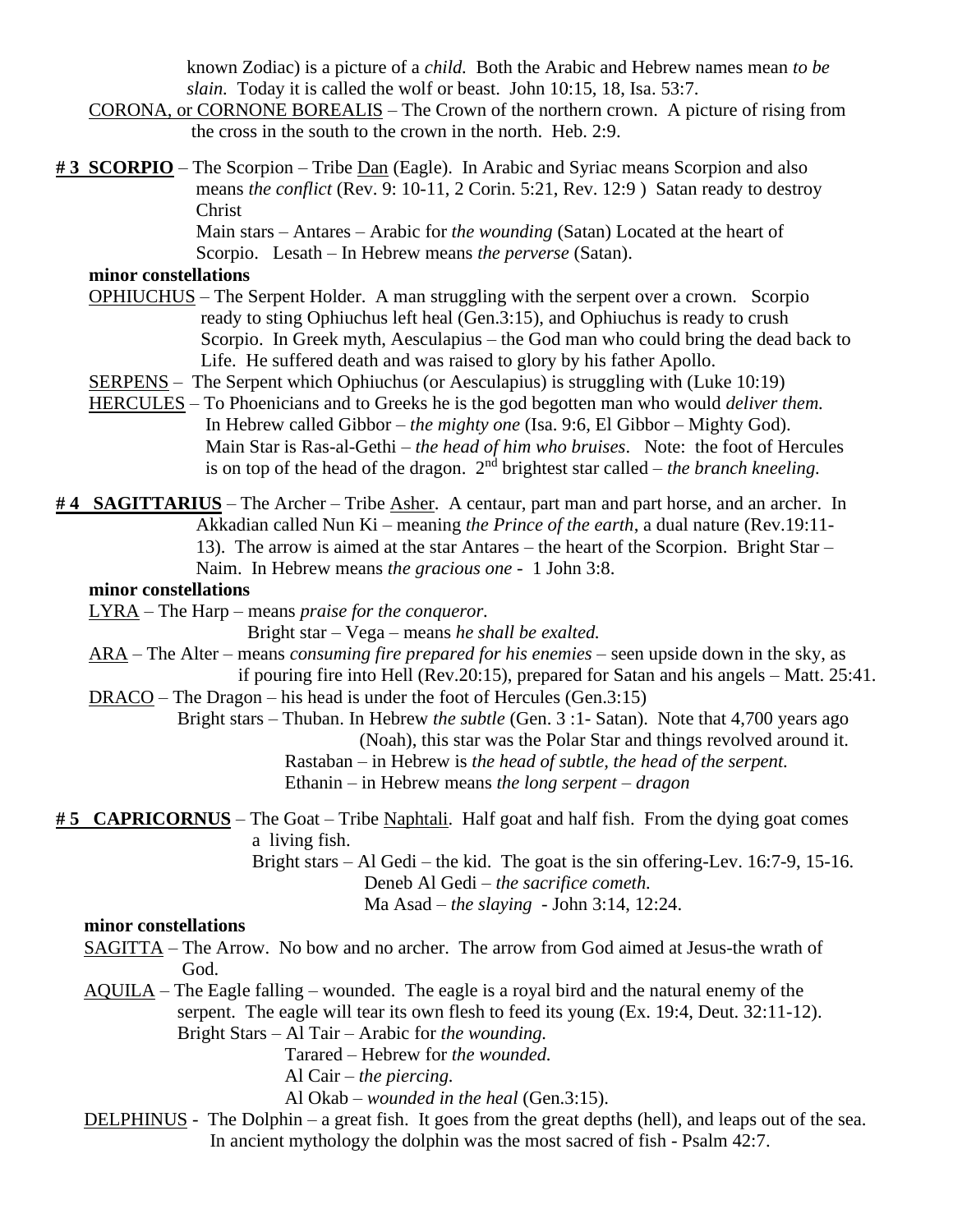known Zodiac) is a picture of a *child.* Both the Arabic and Hebrew names mean *to be slain.* Today it is called the wolf or beast. John 10:15, 18, Isa. 53:7.

<u>CORONA, or CORNONE BOREALIS</u> – The Crown of the northern crown. A picture of rising from the cross in the south to the crown in the north. Heb. 2:9.

**<u># 3 SCORPIO</u>** – The Scorpion – Tribe <u>Dan</u> (Eagle). In Arabic and Syriac means Scorpion and also means *the conflict* (Rev. 9: 10-11, 2 Corin. 5:21, Rev. 12:9 ) Satan ready to destroy Christ

Main stars – Antares – Arabic for *the wounding* (Satan) Located at the heart of Scorpio. Lesath – In Hebrew means *the perverse* (Satan).

**minor constellations**

<u>OPHIUCHUS</u> – The Serpent Holder. A man struggling with the serpent over a crown. Scorpio ready to sting Ophiuchus left heal (Gen.3:15), and Ophiuchus is ready to crush Scorpio. In Greek myth, Aesculapius – the God man who could bring the dead back to Life. He suffered death and was raised to glory by his father Apollo.

<u>SERPENS</u> – The Serpent which Ophiuchus (or Aesculapius) is struggling with (Luke 10:19)

<u>HERCULES</u> – To Phoenicians and to Greeks he is the god begotten man who would *deliver them.* In Hebrew called Gibbor – *the mighty one* (Isa. 9:6, El Gibbor – Mighty God). Main Star is Ras-al-Gethi – *the head of him who bruises*. Note: the foot of Hercules is on top of the head of the dragon. 2nd brightest star called – *the branch kneeling.*

**<u># 4 SAGITTARIUS</u>** – The Archer – Tribe <u>Asher</u>. A centaur, part man and part horse, and an archer. In Akkadian called Nun Ki – meaning *the Prince of the earth*, a dual nature (Rev.19:11-13). The arrow is aimed at the star Antares – the heart of the Scorpion. Bright Star – Naim. In Hebrew means *the gracious one* - 1 John 3:8.

**minor constellations**

<u>LYRA</u> – The Harp – means *praise for the conqueror.*

Bright star – Vega – means *he shall be exalted.*

<u>ARA</u> – The Alter – means *consuming fire prepared for his enemies* – seen upside down in the sky, as if pouring fire into Hell (Rev.20:15), prepared for Satan and his angels – Matt. 25:41.

<u>DRACO</u> – The Dragon – his head is under the foot of Hercules (Gen.3:15)

Bright stars – Thuban. In Hebrew *the subtle* (Gen. 3 :1- Satan). Note that 4,700 years ago (Noah), this star was the Polar Star and things revolved around it.

Rastaban – in Hebrew is *the head of subtle, the head of the serpent.*

Ethanin – in Hebrew means *the long serpent – dragon*

**<u># 5 CAPRICORNUS</u>** – The Goat – Tribe <u>Naphtali</u>. Half goat and half fish. From the dying goat comes a living fish.

Bright stars – Al Gedi – the kid. The goat is the sin offering-Lev. 16:7-9, 15-16.

Deneb Al Gedi – *the sacrifice cometh.*

Ma Asad – *the slaying* - John 3:14, 12:24.

**minor constellations**

<u>SAGITTA</u> – The Arrow. No bow and no archer. The arrow from God aimed at Jesus-the wrath of God.

<u>AQUILA</u> – The Eagle falling – wounded. The eagle is a royal bird and the natural enemy of the serpent. The eagle will tear its own flesh to feed its young (Ex. 19:4, Deut. 32:11-12).

Bright Stars – Al Tair – Arabic for *the wounding.*

Tarared – Hebrew for *the wounded.*

Al Cair – *the piercing.*

Al Okab – *wounded in the heal* (Gen.3:15).

<u>DELPHINUS</u> - The Dolphin – a great fish. It goes from the great depths (hell), and leaps out of the sea. In ancient mythology the dolphin was the most sacred of fish - Psalm 42:7.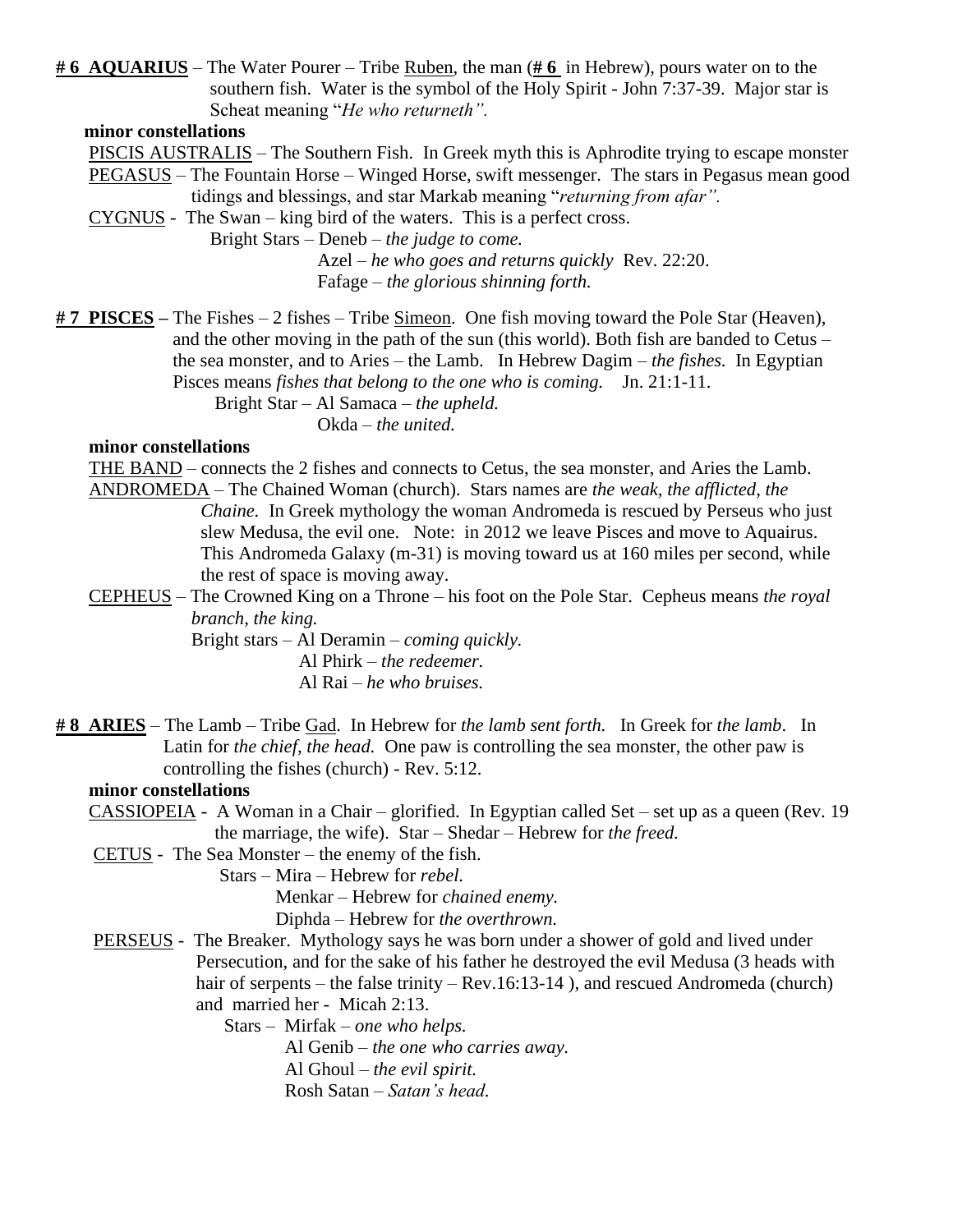**# 6 AQUARIUS** – The Water Pourer – Tribe <u>Ruben</u>, the man (**# 6** in Hebrew), pours water on to the southern fish. Water is the symbol of the Holy Spirit - John 7:37-39. Major star is Scheat meaning "*He who returneth".*

**minor constellations**

<u>PISCIS AUSTRALIS</u> – The Southern Fish. In Greek myth this is Aphrodite trying to escape monster

<u>PEGASUS</u> – The Fountain Horse – Winged Horse, swift messenger. The stars in Pegasus mean good tidings and blessings, and star Markab meaning "*returning from afar".*

<u>CYGNUS</u> - The Swan – king bird of the waters. This is a perfect cross.

Bright Stars – Deneb – *the judge to come.*

Azel – *he who goes and returns quickly* Rev. 22:20.

Fafage – *the glorious shinning forth.*

**# 7 PISCES –** The Fishes – 2 fishes – Tribe <u>Simeon</u>. One fish moving toward the Pole Star (Heaven), and the other moving in the path of the sun (this world). Both fish are banded to Cetus – the sea monster, and to Aries – the Lamb. In Hebrew Dagim – *the fishes.* In Egyptian Pisces means *fishes that belong to the one who is coming.* Jn. 21:1-11.

Bright Star – Al Samaca – *the upheld.*

Okda – *the united.*

**minor constellations**

<u>THE BAND</u> – connects the 2 fishes and connects to Cetus, the sea monster, and Aries the Lamb.

<u>ANDROMEDA</u> – The Chained Woman (church). Stars names are *the weak, the afflicted, the Chaine.* In Greek mythology the woman Andromeda is rescued by Perseus who just slew Medusa, the evil one. Note: in 2012 we leave Pisces and move to Aquairus. This Andromeda Galaxy (m-31) is moving toward us at 160 miles per second, while the rest of space is moving away.

<u>CEPHEUS</u> – The Crowned King on a Throne – his foot on the Pole Star. Cepheus means *the royal branch, the king.*

Bright stars – Al Deramin – *coming quickly.*

Al Phirk – *the redeemer.*

Al Rai – *he who bruises.*

**# 8 ARIES** – The Lamb – Tribe <u>Gad</u>. In Hebrew for *the lamb sent forth.* In Greek for *the lamb*. In Latin for *the chief, the head.* One paw is controlling the sea monster, the other paw is controlling the fishes (church) - Rev. 5:12.

**minor constellations**

<u>CASSIOPEIA</u> - A Woman in a Chair – glorified. In Egyptian called Set – set up as a queen (Rev. 19 the marriage, the wife). Star – Shedar – Hebrew for *the freed.*

<u>CETUS</u> - The Sea Monster – the enemy of the fish.

Stars – Mira – Hebrew for *rebel.*

Menkar – Hebrew for *chained enemy.*

Diphda – Hebrew for *the overthrown.*

<u>PERSEUS</u> - The Breaker. Mythology says he was born under a shower of gold and lived under Persecution, and for the sake of his father he destroyed the evil Medusa (3 heads with hair of serpents – the false trinity – Rev.16:13-14 ), and rescued Andromeda (church) and married her - Micah 2:13.

Stars – Mirfak – *one who helps.*

Al Genib – *the one who carries away.*

Al Ghoul – *the evil spirit.*

Rosh Satan – *Satan's head.*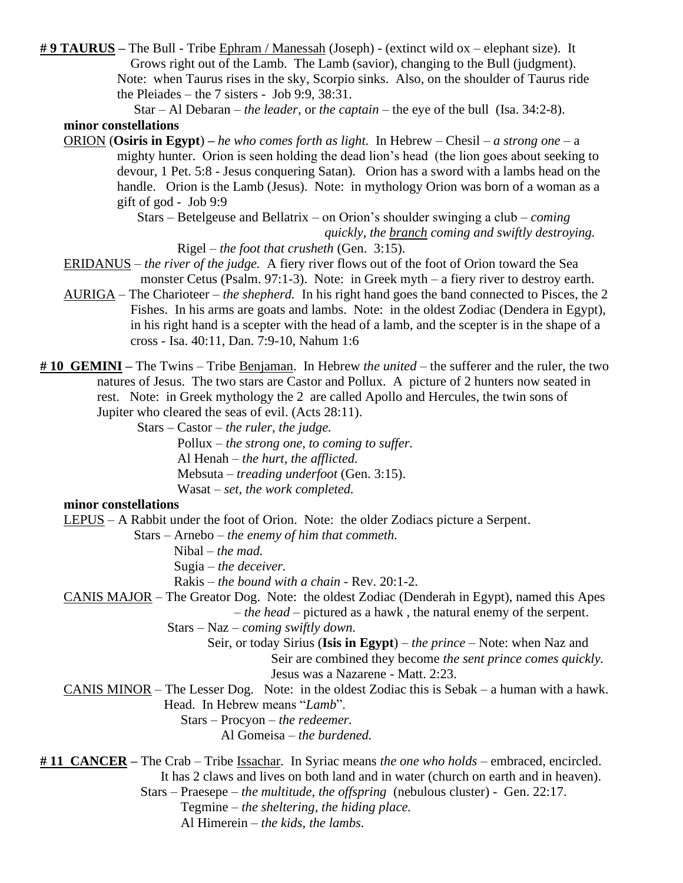**# 9 TAURUS –** The Bull - Tribe Ephram / Manessah (Joseph) - (extinct wild ox – elephant size). It Grows right out of the Lamb. The Lamb (savior), changing to the Bull (judgment). Note: when Taurus rises in the sky, Scorpio sinks. Also, on the shoulder of Taurus ride the Pleiades – the 7 sisters - Job 9:9, 38:31.

Star – Al Debaran – *the leader,* or *the captain* – the eye of the bull (Isa. 34:2-8).

**minor constellations**

ORION (**Osiris in Egypt**) **–** *he who comes forth as light.* In Hebrew – Chesil – *a strong one* – a mighty hunter. Orion is seen holding the dead lion's head (the lion goes about seeking to devour, 1 Pet. 5:8 - Jesus conquering Satan). Orion has a sword with a lambs head on the handle. Orion is the Lamb (Jesus). Note: in mythology Orion was born of a woman as a gift of god - Job 9:9

Stars – Betelgeuse and Bellatrix – on Orion's shoulder swinging a club – *coming quickly, the branch coming and swiftly destroying.*

Rigel – *the foot that crusheth* (Gen. 3:15).

ERIDANUS – *the river of the judge.* A fiery river flows out of the foot of Orion toward the Sea monster Cetus (Psalm. 97:1-3). Note: in Greek myth – a fiery river to destroy earth.

AURIGA – The Charioteer – *the shepherd.* In his right hand goes the band connected to Pisces, the 2 Fishes. In his arms are goats and lambs. Note: in the oldest Zodiac (Dendera in Egypt), in his right hand is a scepter with the head of a lamb, and the scepter is in the shape of a cross - Isa. 40:11, Dan. 7:9-10, Nahum 1:6

**# 10 GEMINI –** The Twins – Tribe Benjaman. In Hebrew *the united* – the sufferer and the ruler, the two natures of Jesus. The two stars are Castor and Pollux. A picture of 2 hunters now seated in rest. Note: in Greek mythology the 2 are called Apollo and Hercules, the twin sons of Jupiter who cleared the seas of evil. (Acts 28:11).

Stars – Castor – *the ruler, the judge.*
Pollux – *the strong one, to coming to suffer.*
Al Henah – *the hurt, the afflicted.*
Mebsuta – *treading underfoot* (Gen. 3:15).
Wasat – *set, the work completed.*

**minor constellations**

LEPUS – A Rabbit under the foot of Orion. Note: the older Zodiacs picture a Serpent.

Stars – Arnebo – *the enemy of him that commeth.*
Nibal – *the mad.*
Sugia – *the deceiver.*
Rakis – *the bound with a chain* - Rev. 20:1-2.

CANIS MAJOR – The Greator Dog. Note: the oldest Zodiac (Denderah in Egypt), named this Apes – *the head* – pictured as a hawk , the natural enemy of the serpent.

Stars – Naz – *coming swiftly down.*
Seir, or today Sirius (**Isis in Egypt**) – *the prince* – Note: when Naz and Seir are combined they become *the sent prince comes quickly.* Jesus was a Nazarene - Matt. 2:23.

CANIS MINOR – The Lesser Dog. Note: in the oldest Zodiac this is Sebak – a human with a hawk. Head. In Hebrew means "*Lamb*".

Stars – Procyon – *the redeemer.*
Al Gomeisa – *the burdened.*

**# 11 CANCER –** The Crab – Tribe Issachar. In Syriac means *the one who holds* – embraced, encircled. It has 2 claws and lives on both land and in water (church on earth and in heaven).

Stars – Praesepe – *the multitude, the offspring* (nebulous cluster) - Gen. 22:17.
Tegmine – *the sheltering, the hiding place.*
Al Himerein – *the kids, the lambs.*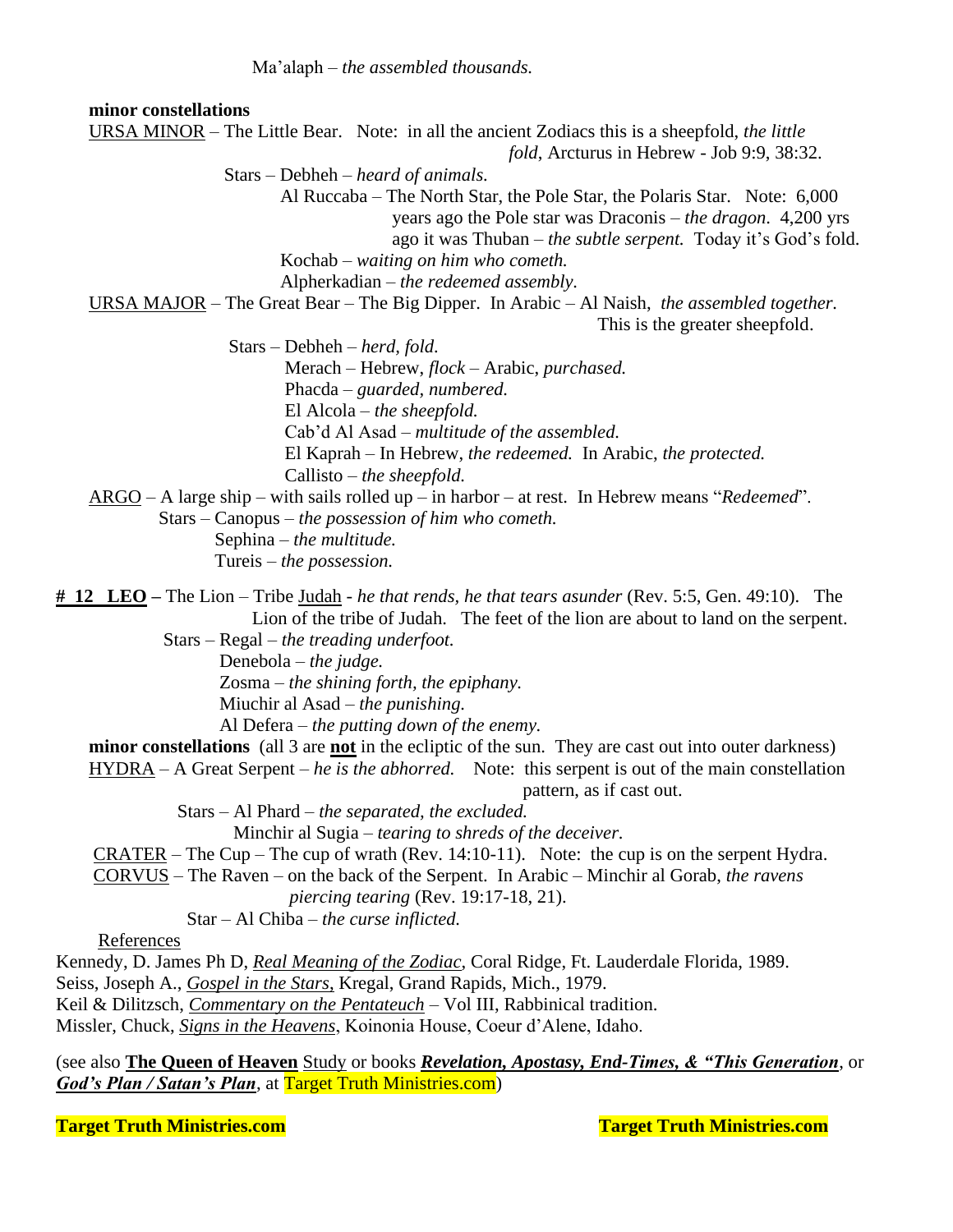Ma'alaph – *the assembled thousands.*

**minor constellations**

URSA MINOR – The Little Bear. Note: in all the ancient Zodiacs this is a sheepfold, *the little fold*, Arcturus in Hebrew - Job 9:9, 38:32.

Stars – Debheh – *heard of animals.*

Al Ruccaba – The North Star, the Pole Star, the Polaris Star. Note: 6,000 years ago the Pole star was Draconis – *the dragon*. 4,200 yrs ago it was Thuban – *the subtle serpent.* Today it's God's fold.

Kochab – *waiting on him who cometh.*

Alpherkadian – *the redeemed assembly.*

URSA MAJOR – The Great Bear – The Big Dipper. In Arabic – Al Naish, *the assembled together.* This is the greater sheepfold.

Stars – Debheh – *herd, fold.*

Merach – Hebrew, *flock* – Arabic, *purchased.*

Phacda – *guarded, numbered.*

El Alcola – *the sheepfold.*

Cab'd Al Asad – *multitude of the assembled.*

El Kaprah – In Hebrew, *the redeemed.* In Arabic, *the protected.*

Callisto – *the sheepfold.*

ARGO – A large ship – with sails rolled up – in harbor – at rest. In Hebrew means "*Redeemed*".

Stars – Canopus – *the possession of him who cometh.*

Sephina – *the multitude.*

Tureis – *the possession.*

**# 12 LEO –** The Lion – Tribe Judah - *he that rends, he that tears asunder* (Rev. 5:5, Gen. 49:10). The Lion of the tribe of Judah. The feet of the lion are about to land on the serpent.

Stars – Regal – *the treading underfoot.*

Denebola – *the judge.*

Zosma – *the shining forth, the epiphany.*

Miuchir al Asad – *the punishing.*

Al Defera – *the putting down of the enemy.*

**minor constellations** (all 3 are **not** in the ecliptic of the sun. They are cast out into outer darkness)

HYDRA – A Great Serpent – *he is the abhorred.* Note: this serpent is out of the main constellation pattern, as if cast out.

Stars – Al Phard – *the separated, the excluded.*

Minchir al Sugia – *tearing to shreds of the deceiver*.

CRATER – The Cup – The cup of wrath (Rev. 14:10-11). Note: the cup is on the serpent Hydra.

CORVUS – The Raven – on the back of the Serpent. In Arabic – Minchir al Gorab, *the ravens piercing tearing* (Rev. 19:17-18, 21).

Star – Al Chiba – *the curse inflicted.*

References

Kennedy, D. James Ph D, *Real Meaning of the Zodiac*, Coral Ridge, Ft. Lauderdale Florida, 1989.
Seiss, Joseph A., *Gospel in the Stars*, Kregal, Grand Rapids, Mich., 1979.
Keil & Dilitzsch, *Commentary on the Pentateuch* – Vol III, Rabbinical tradition.
Missler, Chuck, *Signs in the Heavens*, Koinonia House, Coeur d'Alene, Idaho.

(see also **The Queen of Heaven** Study or books ***Revelation, Apostasy, End-Times, & "This Generation***, or ***God's Plan / Satan's Plan***, at Target Truth Ministries.com)

**Target Truth Ministries.com** **Target Truth Ministries.com**